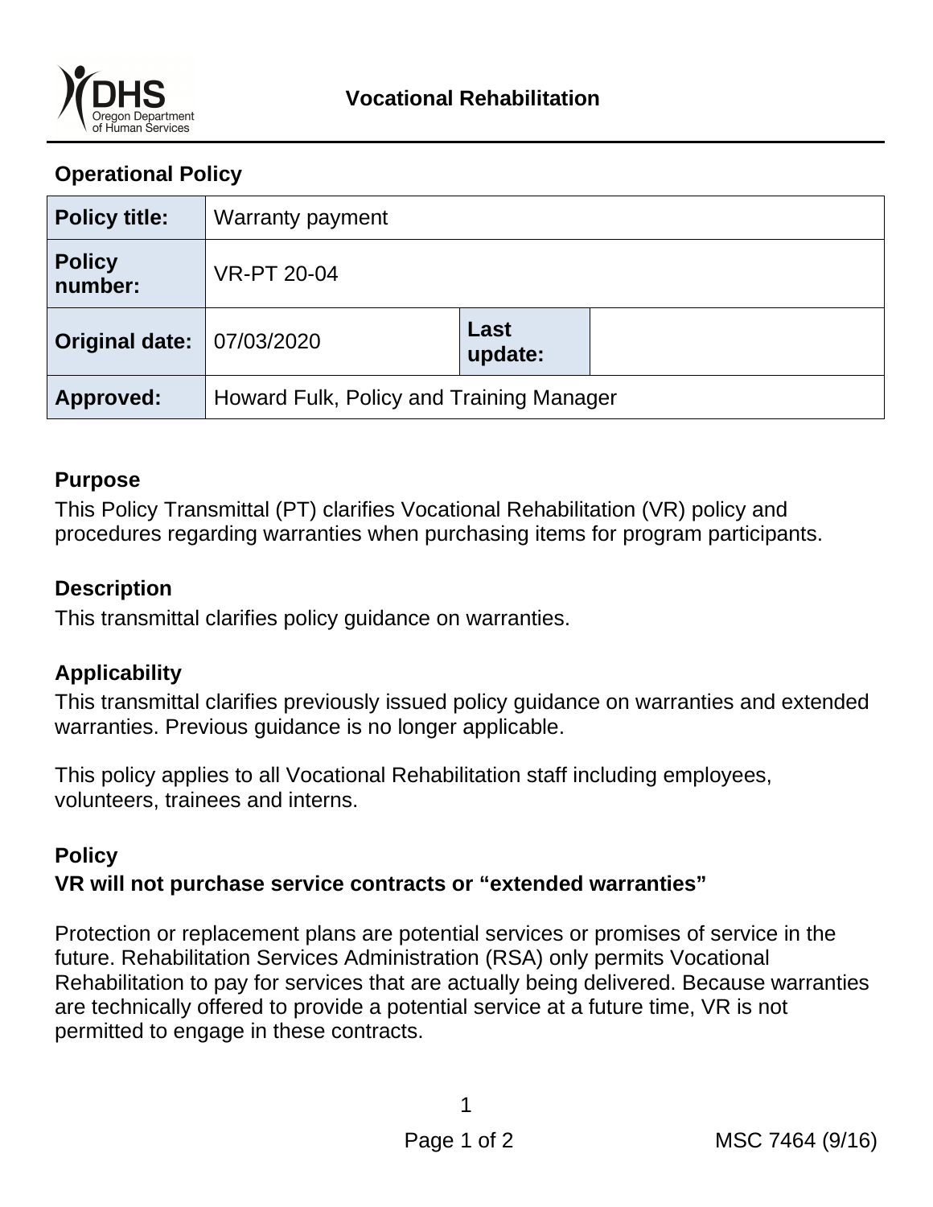**Vocational Rehabilitation**

## Operational Policy

| Policy title: | Warranty payment | | |
|---|---|---|---|
| Policy number: | VR-PT 20-04 | | |
| Original date: | 07/03/2020 | Last update: | |
| Approved: | Howard Fulk, Policy and Training Manager | | |

### Purpose

This Policy Transmittal (PT) clarifies Vocational Rehabilitation (VR) policy and procedures regarding warranties when purchasing items for program participants.

### Description

This transmittal clarifies policy guidance on warranties.

### Applicability

This transmittal clarifies previously issued policy guidance on warranties and extended warranties. Previous guidance is no longer applicable.

This policy applies to all Vocational Rehabilitation staff including employees, volunteers, trainees and interns.

### Policy

**VR will not purchase service contracts or "extended warranties"**

Protection or replacement plans are potential services or promises of service in the future. Rehabilitation Services Administration (RSA) only permits Vocational Rehabilitation to pay for services that are actually being delivered. Because warranties are technically offered to provide a potential service at a future time, VR is not permitted to engage in these contracts.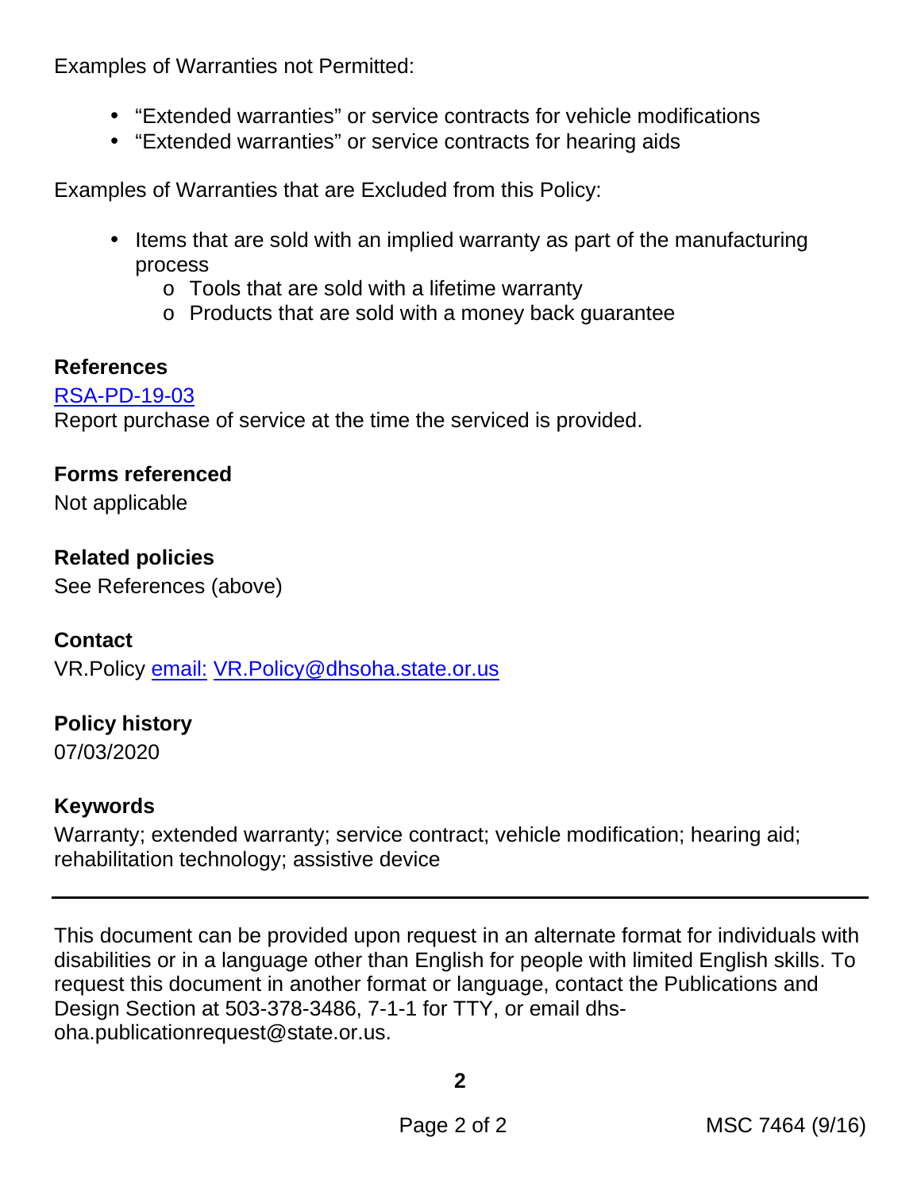Examples of Warranties not Permitted:

- “Extended warranties” or service contracts for vehicle modifications
- “Extended warranties” or service contracts for hearing aids

Examples of Warranties that are Excluded from this Policy:

- Items that are sold with an implied warranty as part of the manufacturing process
  - Tools that are sold with a lifetime warranty
  - Products that are sold with a money back guarantee

**References**

RSA-PD-19-03

Report purchase of service at the time the serviced is provided.

**Forms referenced**

Not applicable

**Related policies**

See References (above)

**Contact**

VR.Policy email: VR.Policy@dhsoha.state.or.us

**Policy history**

07/03/2020

**Keywords**

Warranty; extended warranty; service contract; vehicle modification; hearing aid; rehabilitation technology; assistive device

---

This document can be provided upon request in an alternate format for individuals with disabilities or in a language other than English for people with limited English skills. To request this document in another format or language, contact the Publications and Design Section at 503-378-3486, 7-1-1 for TTY, or email dhs-oha.publicationrequest@state.or.us.

MSC 7464 (9/16)